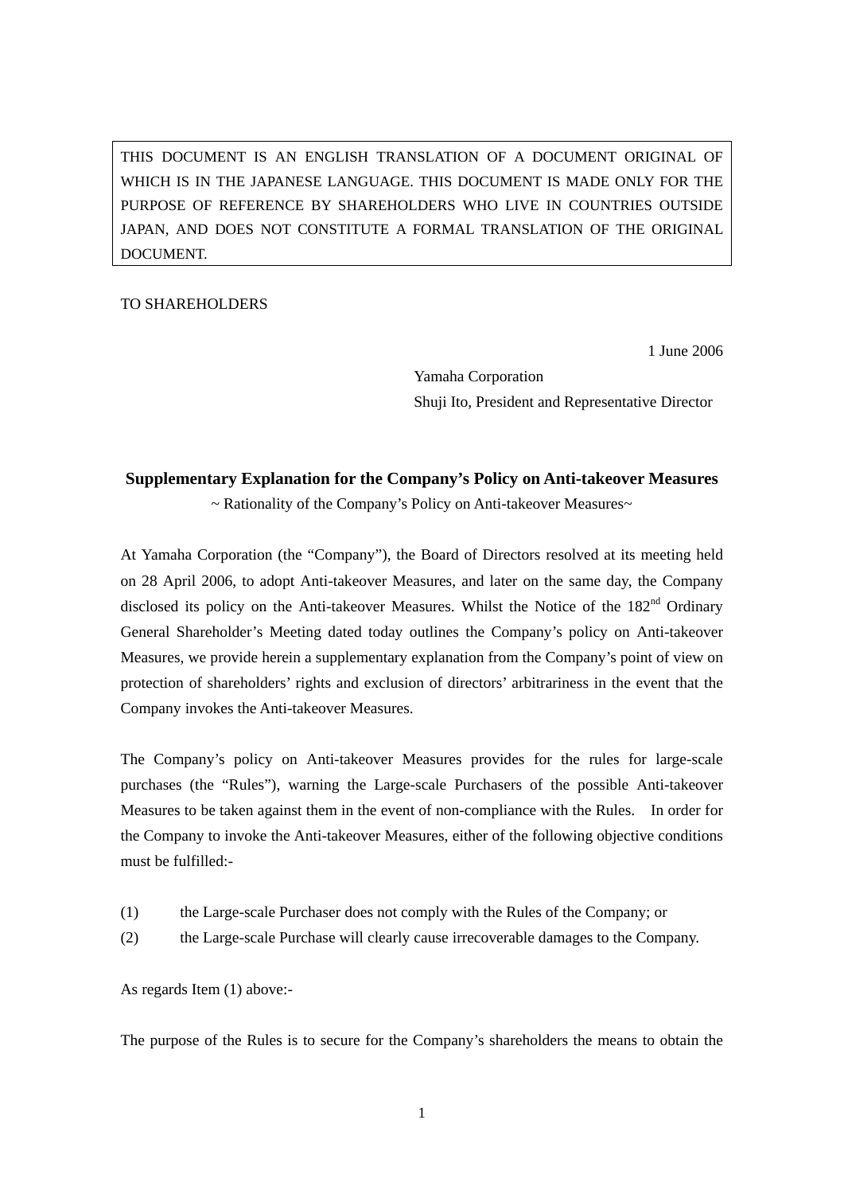THIS DOCUMENT IS AN ENGLISH TRANSLATION OF A DOCUMENT ORIGINAL OF WHICH IS IN THE JAPANESE LANGUAGE. THIS DOCUMENT IS MADE ONLY FOR THE PURPOSE OF REFERENCE BY SHAREHOLDERS WHO LIVE IN COUNTRIES OUTSIDE JAPAN, AND DOES NOT CONSTITUTE A FORMAL TRANSLATION OF THE ORIGINAL DOCUMENT.

TO SHAREHOLDERS

1 June 2006

Yamaha Corporation

Shuji Ito, President and Representative Director

## Supplementary Explanation for the Company's Policy on Anti-takeover Measures

~ Rationality of the Company's Policy on Anti-takeover Measures~

At Yamaha Corporation (the "Company"), the Board of Directors resolved at its meeting held on 28 April 2006, to adopt Anti-takeover Measures, and later on the same day, the Company disclosed its policy on the Anti-takeover Measures. Whilst the Notice of the 182nd Ordinary General Shareholder's Meeting dated today outlines the Company's policy on Anti-takeover Measures, we provide herein a supplementary explanation from the Company's point of view on protection of shareholders' rights and exclusion of directors' arbitrariness in the event that the Company invokes the Anti-takeover Measures.

The Company's policy on Anti-takeover Measures provides for the rules for large-scale purchases (the "Rules"), warning the Large-scale Purchasers of the possible Anti-takeover Measures to be taken against them in the event of non-compliance with the Rules. In order for the Company to invoke the Anti-takeover Measures, either of the following objective conditions must be fulfilled:-

(1) the Large-scale Purchaser does not comply with the Rules of the Company; or

(2) the Large-scale Purchase will clearly cause irrecoverable damages to the Company.

As regards Item (1) above:-

The purpose of the Rules is to secure for the Company's shareholders the means to obtain the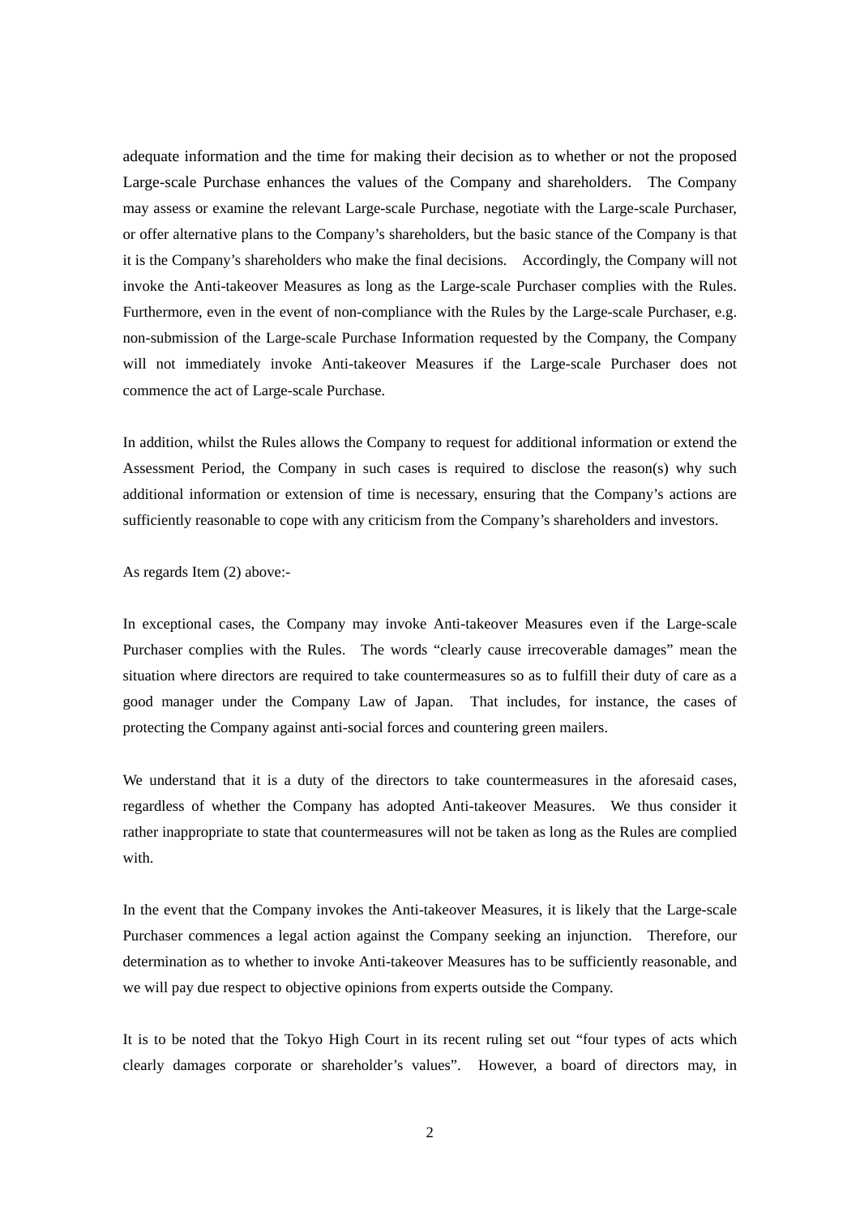adequate information and the time for making their decision as to whether or not the proposed Large-scale Purchase enhances the values of the Company and shareholders. The Company may assess or examine the relevant Large-scale Purchase, negotiate with the Large-scale Purchaser, or offer alternative plans to the Company's shareholders, but the basic stance of the Company is that it is the Company's shareholders who make the final decisions. Accordingly, the Company will not invoke the Anti-takeover Measures as long as the Large-scale Purchaser complies with the Rules. Furthermore, even in the event of non-compliance with the Rules by the Large-scale Purchaser, e.g. non-submission of the Large-scale Purchase Information requested by the Company, the Company will not immediately invoke Anti-takeover Measures if the Large-scale Purchaser does not commence the act of Large-scale Purchase.

In addition, whilst the Rules allows the Company to request for additional information or extend the Assessment Period, the Company in such cases is required to disclose the reason(s) why such additional information or extension of time is necessary, ensuring that the Company's actions are sufficiently reasonable to cope with any criticism from the Company's shareholders and investors.

As regards Item (2) above:-

In exceptional cases, the Company may invoke Anti-takeover Measures even if the Large-scale Purchaser complies with the Rules. The words "clearly cause irrecoverable damages" mean the situation where directors are required to take countermeasures so as to fulfill their duty of care as a good manager under the Company Law of Japan. That includes, for instance, the cases of protecting the Company against anti-social forces and countering green mailers.

We understand that it is a duty of the directors to take countermeasures in the aforesaid cases, regardless of whether the Company has adopted Anti-takeover Measures. We thus consider it rather inappropriate to state that countermeasures will not be taken as long as the Rules are complied with.

In the event that the Company invokes the Anti-takeover Measures, it is likely that the Large-scale Purchaser commences a legal action against the Company seeking an injunction. Therefore, our determination as to whether to invoke Anti-takeover Measures has to be sufficiently reasonable, and we will pay due respect to objective opinions from experts outside the Company.

It is to be noted that the Tokyo High Court in its recent ruling set out "four types of acts which clearly damages corporate or shareholder's values". However, a board of directors may, in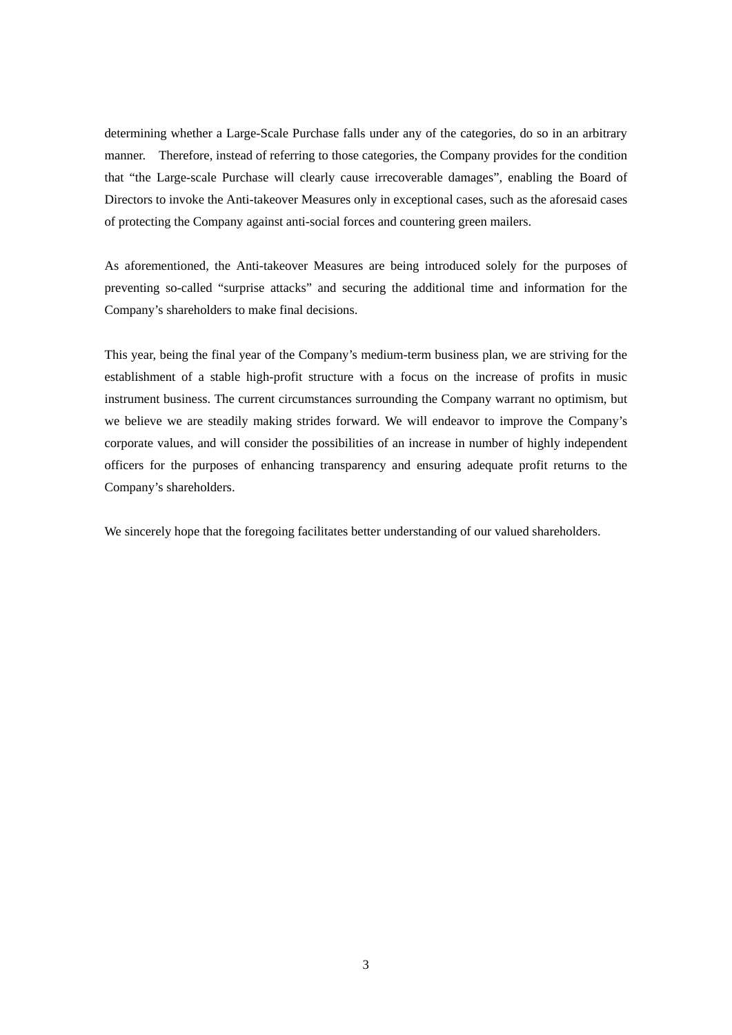determining whether a Large-Scale Purchase falls under any of the categories, do so in an arbitrary manner. Therefore, instead of referring to those categories, the Company provides for the condition that "the Large-scale Purchase will clearly cause irrecoverable damages", enabling the Board of Directors to invoke the Anti-takeover Measures only in exceptional cases, such as the aforesaid cases of protecting the Company against anti-social forces and countering green mailers.

As aforementioned, the Anti-takeover Measures are being introduced solely for the purposes of preventing so-called "surprise attacks" and securing the additional time and information for the Company's shareholders to make final decisions.

This year, being the final year of the Company's medium-term business plan, we are striving for the establishment of a stable high-profit structure with a focus on the increase of profits in music instrument business. The current circumstances surrounding the Company warrant no optimism, but we believe we are steadily making strides forward. We will endeavor to improve the Company's corporate values, and will consider the possibilities of an increase in number of highly independent officers for the purposes of enhancing transparency and ensuring adequate profit returns to the Company's shareholders.

We sincerely hope that the foregoing facilitates better understanding of our valued shareholders.